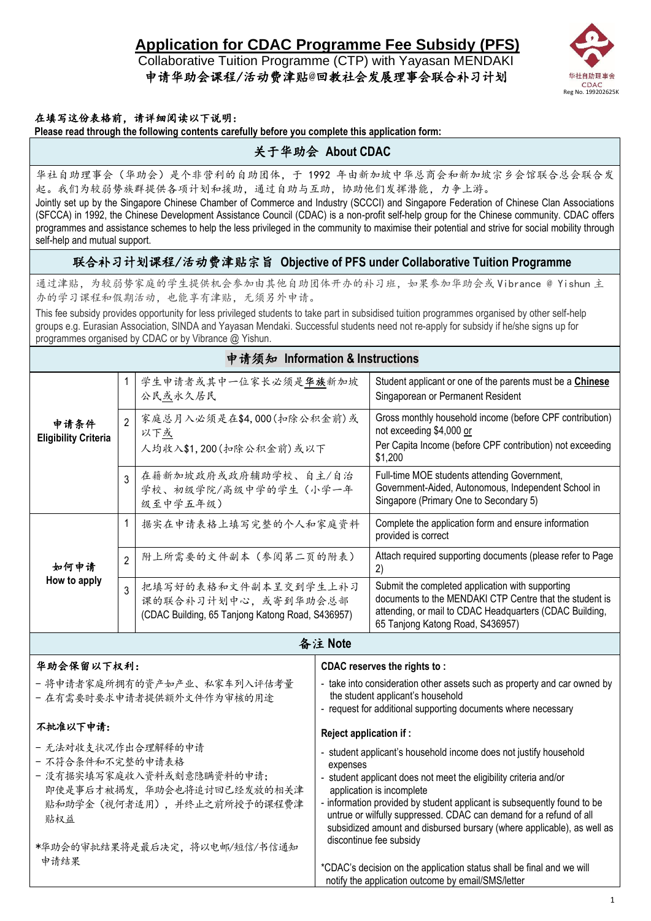# Application for CDAC Programme Fee Subsidy (PFS)

Collaborative Tuition Programme (CTP) with Yayasan MENDAKI

申请华助会课程/活动费津贴@回教社会发展理事会联合补习计划

华社自助理事会 CDAC Reg No. 199202625K

**在填写这份表格前，请详细阅读以下说明：**

**Please read through the following contents carefully before you complete this application form:**

## 关于华助会 About CDAC

华社自助理事会（华助会）是个非营利的自助团体，于 1992 年由新加坡中华总商会和新加坡宗乡会馆联合总会联合发起。我们为较弱势族群提供各项计划和援助，通过自助与互助，协助他们发挥潜能，力争上游。

Jointly set up by the Singapore Chinese Chamber of Commerce and Industry (SCCCI) and Singapore Federation of Chinese Clan Associations (SFCCA) in 1992, the Chinese Development Assistance Council (CDAC) is a non-profit self-help group for the Chinese community. CDAC offers programmes and assistance schemes to help the less privileged in the community to maximise their potential and strive for social mobility through self-help and mutual support.

## 联合补习计划课程/活动费津贴宗旨 Objective of PFS under Collaborative Tuition Programme

通过津贴，为较弱势家庭的学生提供机会参加由其他自助团体开办的补习班，如果参加华助会或 Vibrance @ Yishun 主办的学习课程和假期活动，也能享有津贴，无须另外申请。

This fee subsidy provides opportunity for less privileged students to take part in subsidised tuition programmes organised by other self-help groups e.g. Eurasian Association, SINDA and Yayasan Mendaki. Successful students need not re-apply for subsidy if he/she signs up for programmes organised by CDAC or by Vibrance @ Yishun.

## 申请须知 Information & Instructions

| | | | |
|---|---|---|---|
| **申请条件 Eligibility Criteria** | 1 | 学生申请者或其中一位家长必须是**华族**新加坡公民或永久居民 | Student applicant or one of the parents must be a **Chinese** Singaporean or Permanent Resident |
| | 2 | 家庭总月入必须是在$4,000(扣除公积金前)或以下或<br>人均收入$1,200(扣除公积金前)或以下 | Gross monthly household income (before CPF contribution) not exceeding $4,000 or<br>Per Capita Income (before CPF contribution) not exceeding $1,200 |
| | 3 | 在籍新加坡政府或政府辅助学校、自主/自治学校、初级学院/高级中学的学生（小学一年级至中学五年级） | Full-time MOE students attending Government, Government-Aided, Autonomous, Independent School in Singapore (Primary One to Secondary 5) |
| **如何申请 How to apply** | 1 | 据实在申请表格上填写完整的个人和家庭资料 | Complete the application form and ensure information provided is correct |
| | 2 | 附上所需要的文件副本（参阅第二页的附表） | Attach required supporting documents (please refer to Page 2) |
| | 3 | 把填写好的表格和文件副本呈交到学生上补习课的联合补习计划中心，或寄到华助会总部 (CDAC Building, 65 Tanjong Katong Road, S436957) | Submit the completed application with supporting documents to the MENDAKI CTP Centre that the student is attending, or mail to CDAC Headquarters (CDAC Building, 65 Tanjong Katong Road, S436957) |

## 备注 Note

**华助会保留以下权利：**

- 将申请者家庭所拥有的资产如产业、私家车列入评估考量
- 在有需要时要求申请者提供额外文件作为审核的用途

**不批准以下申请：**

- 无法对收支状况作出合理解释的申请
- 不符合条件和不完整的申请表格
- 没有据实填写家庭收入资料或刻意隐瞒资料的申请；即使是事后才被揭发，华助会也将追讨回已经发放的相关津贴和助学金（视何者适用），并终止之前所授予的课程费津贴权益

*华助会的审批结果将是最后决定，将以电邮/短信/书信通知申请结果

**CDAC reserves the rights to :**

- take into consideration other assets such as property and car owned by the student applicant's household
- request for additional supporting documents where necessary

**Reject application if :**

- student applicant's household income does not justify household expenses
- student applicant does not meet the eligibility criteria and/or application is incomplete
- information provided by student applicant is subsequently found to be untrue or wilfully suppressed. CDAC can demand for a refund of all subsidized amount and disbursed bursary (where applicable), as well as discontinue fee subsidy

*CDAC's decision on the application status shall be final and we will notify the application outcome by email/SMS/letter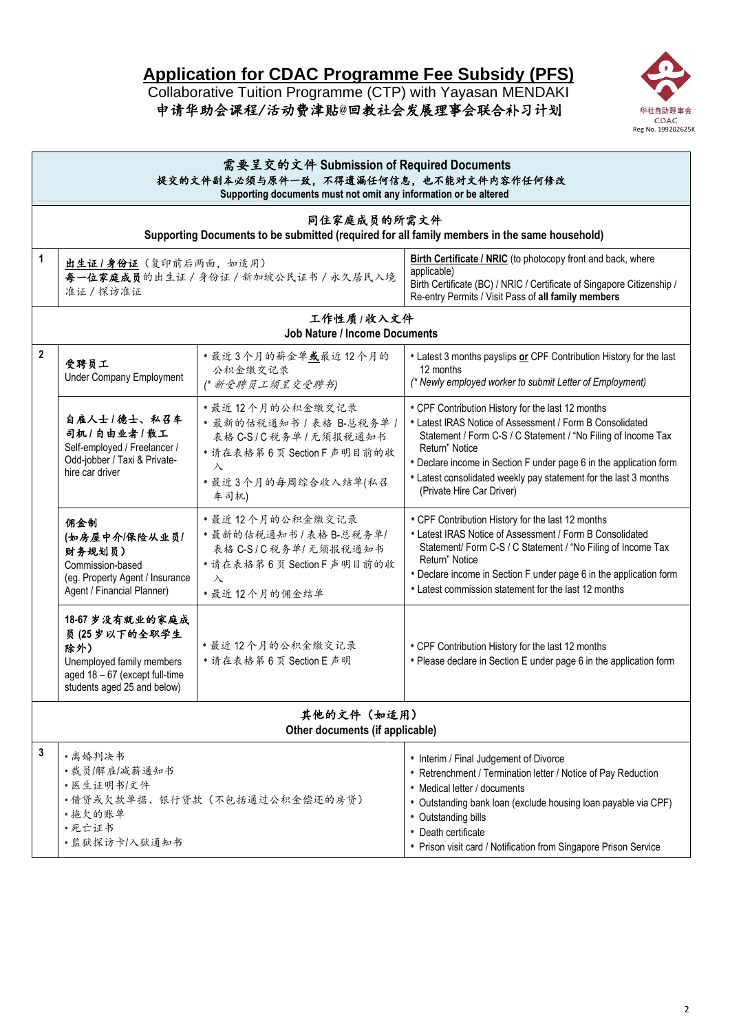# Application for CDAC Programme Fee Subsidy (PFS)

Collaborative Tuition Programme (CTP) with Yayasan MENDAKI

**申请华助会课程/活动费津贴@回教社会发展理事会联合补习计划**

华社自助理事会 CDAC
Reg No. 199202625K

## 需要呈交的文件 Submission of Required Documents

**提交的文件副本必须与原件一致，不得遗漏任何信息，也不能对文件内容作任何修改**
**Supporting documents must not omit any information or be altered**

| | | | |
|---|---|---|---|
| | **同住家庭成员的所需文件<br>Supporting Documents to be submitted (required for all family members in the same household)** | | |
| 1 | **出生证 / 身份证**（复印前后两面，如适用）<br>**每一位家庭成员**的出生证 / 身份证 / 新加坡公民证书 / 永久居民入境准证 / 探访准证 | | **Birth Certificate / NRIC** (to photocopy front and back, where applicable)<br>Birth Certificate (BC) / NRIC / Certificate of Singapore Citizenship / Re-entry Permits / Visit Pass of **all family members** |
| | **工作性质 / 收入文件<br>Job Nature / Income Documents** | | |
| 2 | **受聘员工**<br>Under Company Employment | • 最近 3 个月的薪金单**或**最近 12 个月的公积金缴交记录<br>*(\* 新受聘员工须呈交受聘书)* | • Latest 3 months payslips **or** CPF Contribution History for the last 12 months<br>*(\* Newly employed worker to submit Letter of Employment)* |
| | **自雇人士 / 德士、私召车司机 / 自由业者 / 散工**<br>Self-employed / Freelancer / Odd-jobber / Taxi & Private-hire car driver | • 最近 12 个月的公积金缴交记录<br>• 最新的估税通知书 / 表格 B-总税务单 / 表格 C-S / C 税务单 / 无须报税通知书<br>• 请在表格第 6 页 Section F 声明目前的收入<br>• 最近 3 个月的每周综合收入结单(私召车司机) | • CPF Contribution History for the last 12 months<br>• Latest IRAS Notice of Assessment / Form B Consolidated Statement / Form C-S / C Statement / "No Filing of Income Tax Return" Notice<br>• Declare income in Section F under page 6 in the application form<br>• Latest consolidated weekly pay statement for the last 3 months (Private Hire Car Driver) |
| | **佣金制<br>(如房屋中介/保险从业员/财务规划员)**<br>Commission-based<br>(eg. Property Agent / Insurance Agent / Financial Planner) | • 最近 12 个月的公积金缴交记录<br>• 最新的估税通知书 / 表格 B-总税务单/ 表格 C-S / C 税务单/ 无须报税通知书<br>• 请在表格第 6 页 Section F 声明目前的收入<br>• 最近 12 个月的佣金结单 | • CPF Contribution History for the last 12 months<br>• Latest IRAS Notice of Assessment / Form B Consolidated Statement/ Form C-S / C Statement / "No Filing of Income Tax Return" Notice<br>• Declare income in Section F under page 6 in the application form<br>• Latest commission statement for the last 12 months |
| | **18-67 岁没有就业的家庭成员 (25 岁以下的全职学生除外)**<br>Unemployed family members aged 18 – 67 (except full-time students aged 25 and below) | • 最近 12 个月的公积金缴交记录<br>• 请在表格第 6 页 Section E 声明 | • CPF Contribution History for the last 12 months<br>• Please declare in Section E under page 6 in the application form |
| | **其他的文件（如适用）<br>Other documents (if applicable)** | | |
| 3 | • 离婚判决书<br>• 裁员/解雇/减薪通知书<br>• 医生证明书/文件<br>• 借贷或欠款单据、银行贷款（不包括通过公积金偿还的房贷）<br>• 拖欠的账单<br>• 死亡证书<br>• 监狱探访卡/入狱通知书 | | • Interim / Final Judgement of Divorce<br>• Retrenchment / Termination letter / Notice of Pay Reduction<br>• Medical letter / documents<br>• Outstanding bank loan (exclude housing loan payable via CPF)<br>• Outstanding bills<br>• Death certificate<br>• Prison visit card / Notification from Singapore Prison Service |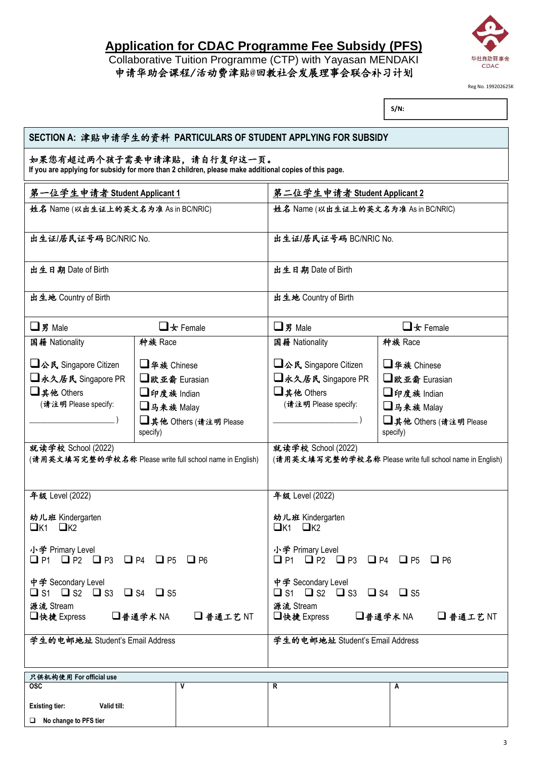# Application for CDAC Programme Fee Subsidy (PFS)

Collaborative Tuition Programme (CTP) with Yayasan MENDAKI

申请华助会课程/活动费津贴@回教社会发展理事会联合补习计划

华社自助理事会 CDAC

Reg No. 199202625K

S/N:

## SECTION A: 津贴申请学生的资料 PARTICULARS OF STUDENT APPLYING FOR SUBSIDY

如果您有超过两个孩子需要申请津贴，请自行复印这一页。
**If you are applying for subsidy for more than 2 children, please make additional copies of this page.**

| 第一位学生申请者 Student Applicant 1 | | 第二位学生申请者 Student Applicant 2 | |
|---|---|---|---|
| 姓名 Name (以出生证上的英文名为准 As in BC/NRIC) | | 姓名 Name (以出生证上的英文名为准 As in BC/NRIC) | |
| 出生证/居民证号码 BC/NRIC No. | | 出生证/居民证号码 BC/NRIC No. | |
| 出生日期 Date of Birth | | 出生日期 Date of Birth | |
| 出生地 Country of Birth | | 出生地 Country of Birth | |
| ❑ 男 Male | ❑ 女 Female | ❑ 男 Male | ❑ 女 Female |
| 国籍 Nationality<br>❑ 公民 Singapore Citizen<br>❑ 永久居民 Singapore PR<br>❑ 其他 Others<br>(请注明 Please specify: ____________ ) | 种族 Race<br>❑ 华族 Chinese<br>❑ 欧亚裔 Eurasian<br>❑ 印度族 Indian<br>❑ 马来族 Malay<br>❑ 其他 Others (请注明 Please specify) | 国籍 Nationality<br>❑ 公民 Singapore Citizen<br>❑ 永久居民 Singapore PR<br>❑ 其他 Others<br>(请注明 Please specify: ____________ ) | 种族 Race<br>❑ 华族 Chinese<br>❑ 欧亚裔 Eurasian<br>❑ 印度族 Indian<br>❑ 马来族 Malay<br>❑ 其他 Others (请注明 Please specify) |
| 就读学校 School (2022)<br>(请用英文填写完整的学校名称 Please write full school name in English) | | 就读学校 School (2022)<br>(请用英文填写完整的学校名称 Please write full school name in English) | |
| 年级 Level (2022)<br><br>幼儿班 Kindergarten<br>❑ K1 ❑ K2<br><br>小学 Primary Level<br>❑ P1 ❑ P2 ❑ P3 ❑ P4 ❑ P5 ❑ P6<br><br>中学 Secondary Level<br>❑ S1 ❑ S2 ❑ S3 ❑ S4 ❑ S5<br>源流 Stream<br>❑ 快捷 Express ❑ 普通学术 NA ❑ 普通工艺 NT | | 年级 Level (2022)<br><br>幼儿班 Kindergarten<br>❑ K1 ❑ K2<br><br>小学 Primary Level<br>❑ P1 ❑ P2 ❑ P3 ❑ P4 ❑ P5 ❑ P6<br><br>中学 Secondary Level<br>❑ S1 ❑ S2 ❑ S3 ❑ S4 ❑ S5<br>源流 Stream<br>❑ 快捷 Express ❑ 普通学术 NA ❑ 普通工艺 NT | |
| 学生的电邮地址 Student's Email Address | | 学生的电邮地址 Student's Email Address | |

| 只供机构使用 For official use | | | |
|---|---|---|---|
| **OSC**<br><br>**Existing tier:** **Valid till:**<br><br>❑ **No change to PFS tier** | **V** | **R** | **A** |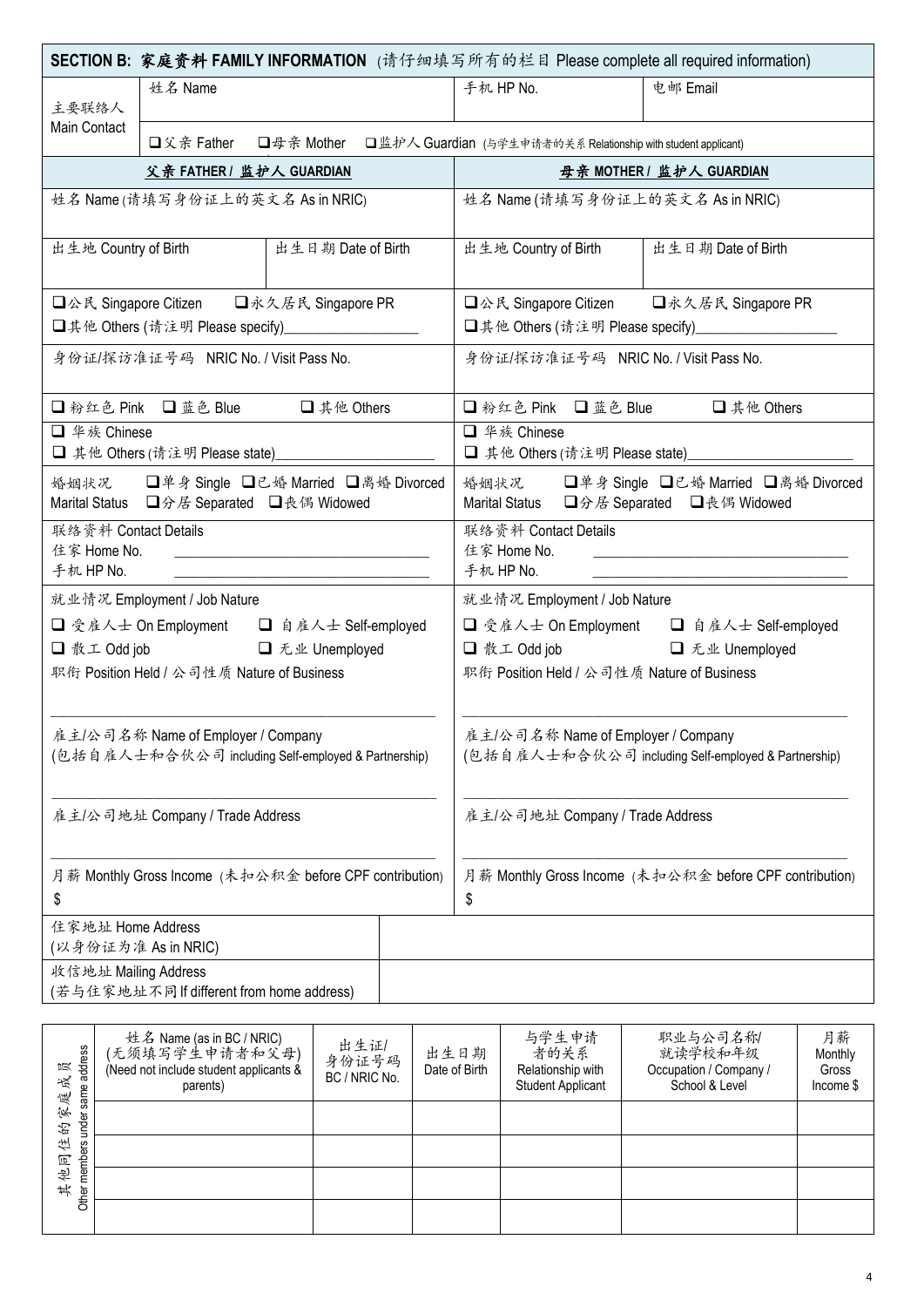## SECTION B: 家庭资料 FAMILY INFORMATION（请仔细填写所有的栏目 Please complete all required information)

| 主要联络人 Main Contact | 姓名 Name | 手机 HP No. | 电邮 Email |
|---|---|---|---|
| | ❑父亲 Father ❑母亲 Mother ❑监护人 Guardian (与学生申请者的关系 Relationship with student applicant) | | |

| 父亲 FATHER / 监护人 GUARDIAN | | 母亲 MOTHER / 监护人 GUARDIAN | |
|---|---|---|---|
| 姓名 Name (请填写身份证上的英文名 As in NRIC) | | 姓名 Name (请填写身份证上的英文名 As in NRIC) | |
| 出生地 Country of Birth | 出生日期 Date of Birth | 出生地 Country of Birth | 出生日期 Date of Birth |
| ❑公民 Singapore Citizen ❑永久居民 Singapore PR<br>❑其他 Others (请注明 Please specify)__________________ | | ❑公民 Singapore Citizen ❑永久居民 Singapore PR<br>❑其他 Others (请注明 Please specify)__________________ | |
| 身份证/探访准证号码 NRIC No. / Visit Pass No. | | 身份证/探访准证号码 NRIC No. / Visit Pass No. | |
| ❑ 粉红色 Pink ❑ 蓝色 Blue ❑ 其他 Others | | ❑ 粉红色 Pink ❑ 蓝色 Blue ❑ 其他 Others | |
| ❑ 华族 Chinese<br>❑ 其他 Others (请注明 Please state)____________________ | | ❑ 华族 Chinese<br>❑ 其他 Others (请注明 Please state)____________________ | |
| 婚姻状况 Marital Status ❑单身 Single ❑已婚 Married ❑离婚 Divorced ❑分居 Separated ❑丧偶 Widowed | | 婚姻状况 Marital Status ❑单身 Single ❑已婚 Married ❑离婚 Divorced ❑分居 Separated ❑丧偶 Widowed | |
| 联络资料 Contact Details<br>住家 Home No. ______________________<br>手机 HP No. ______________________ | | 联络资料 Contact Details<br>住家 Home No. ______________________<br>手机 HP No. ______________________ | |
| 就业情况 Employment / Job Nature<br>❑ 受雇人士 On Employment ❑ 自雇人士 Self-employed<br>❑ 散工 Odd job ❑ 无业 Unemployed<br>职衔 Position Held / 公司性质 Nature of Business<br>______________________ | | 就业情况 Employment / Job Nature<br>❑ 受雇人士 On Employment ❑ 自雇人士 Self-employed<br>❑ 散工 Odd job ❑ 无业 Unemployed<br>职衔 Position Held / 公司性质 Nature of Business<br>______________________ | |
| 雇主/公司名称 Name of Employer / Company<br>(包括自雇人士和合伙公司 including Self-employed & Partnership)<br>______________________ | | 雇主/公司名称 Name of Employer / Company<br>(包括自雇人士和合伙公司 including Self-employed & Partnership)<br>______________________ | |
| 雇主/公司地址 Company / Trade Address<br>______________________ | | 雇主/公司地址 Company / Trade Address<br>______________________ | |
| 月薪 Monthly Gross Income（未扣公积金 before CPF contribution)<br>$ | | 月薪 Monthly Gross Income（未扣公积金 before CPF contribution)<br>$ | |

| 住家地址 Home Address (以身份证为准 As in NRIC) | |
|---|---|
| 收信地址 Mailing Address (若与住家地址不同 If different from home address) | |

| 其他同住的家庭成员 Other members under same address | 姓名 Name (as in BC / NRIC) (无须填写学生申请者和父母) (Need not include student applicants & parents) | 出生证/身份证号码 BC / NRIC No. | 出生日期 Date of Birth | 与学生申请者的关系 Relationship with Student Applicant | 职业与公司名称/就读学校和年级 Occupation / Company / School & Level | 月薪 Monthly Gross Income $ |
|---|---|---|---|---|---|---|
| | | | | | | |
| | | | | | | |
| | | | | | | |
| | | | | | | |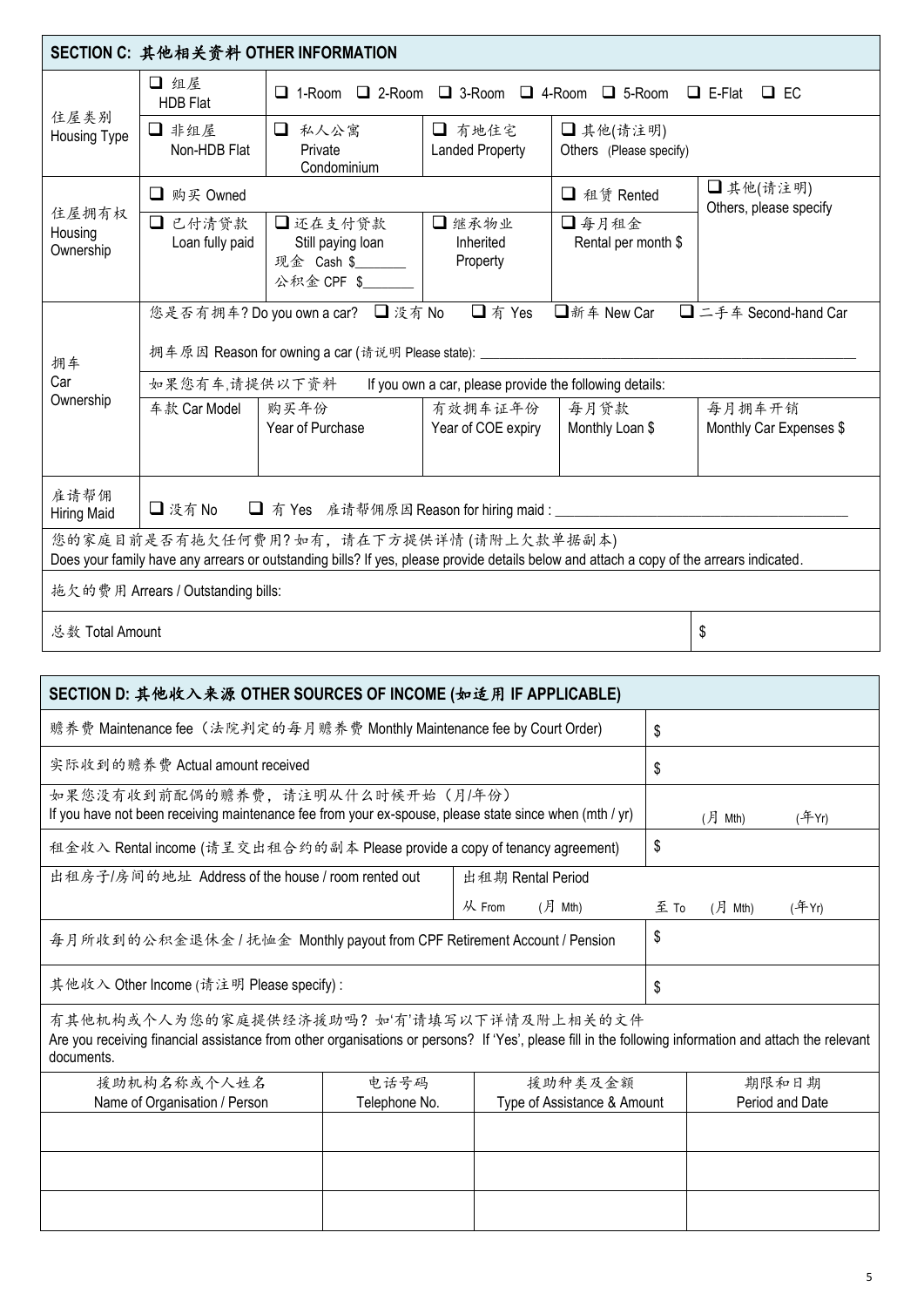## SECTION C: 其他相关资料 OTHER INFORMATION

| | | | | | |
|---|---|---|---|---|---|
| 住屋类别 Housing Type | ❑ 组屋 HDB Flat | ❑ 1-Room ❑ 2-Room ❑ 3-Room ❑ 4-Room ❑ 5-Room ❑ E-Flat ❑ EC | | | |
| | ❑ 非组屋 Non-HDB Flat | ❑ 私人公寓 Private Condominium | ❑ 有地住宅 Landed Property | ❑ 其他(请注明) Others (Please specify) | |
| 住屋拥有权 Housing Ownership | ❑ 购买 Owned | | | ❑ 租赁 Rented | ❑ 其他(请注明) Others, please specify |
| | ❑ 已付清贷款 Loan fully paid | ❑ 还在支付贷款 Still paying loan 现金 Cash $_______ 公积金 CPF $_______ | ❑ 继承物业 Inherited Property | ❑ 每月租金 Rental per month $ | |
| 拥车 Car Ownership | 您是否有拥车? Do you own a car? ❑ 没有 No ❑ 有 Yes ❑ 新车 New Car ❑ 二手车 Second-hand Car | | | | |
| | 拥车原因 Reason for owning a car (请说明 Please state): ____________ | | | | |
| | 如果您有车,请提供以下资料 If you own a car, please provide the following details: | | | | |
| | 车款 Car Model | 购买年份 Year of Purchase | 有效拥车证年份 Year of COE expiry | 每月贷款 Monthly Loan $ | 每月拥车开销 Monthly Car Expenses $ |
| | | | | | |
| 雇请帮佣 Hiring Maid | ❑ 没有 No ❑ 有 Yes 雇请帮佣原因 Reason for hiring maid : ____________ | | | | |

您的家庭目前是否有拖欠任何费用? 如有，请在下方提供详情 (请附上欠款单据副本)
Does your family have any arrears or outstanding bills? If yes, please provide details below and attach a copy of the arrears indicated.

| | |
|---|---|
| 拖欠的费用 Arrears / Outstanding bills: | |
| 总数 Total Amount | $ |

## SECTION D: 其他收入来源 OTHER SOURCES OF INCOME (如适用 IF APPLICABLE)

| | |
|---|---|
| 赡养费 Maintenance fee（法院判定的每月赡养费 Monthly Maintenance fee by Court Order) | $ |
| 实际收到的赡养费 Actual amount received | $ |
| 如果您没有收到前配偶的赡养费，请注明从什么时候开始（月/年份）<br>If you have not been receiving maintenance fee from your ex-spouse, please state since when (mth / yr) | (月 Mth) (年Yr) |
| 租金收入 Rental income (请呈交出租合约的副本 Please provide a copy of tenancy agreement) | $ |
| 出租房子/房间的地址 Address of the house / room rented out | 出租期 Rental Period<br>从 From (月 Mth) 至 To (月 Mth) (年Yr) |
| 每月所收到的公积金退休金 / 抚恤金 Monthly payout from CPF Retirement Account / Pension | $ |
| 其他收入 Other Income (请注明 Please specify) : | $ |

有其他机构或个人为您的家庭提供经济援助吗? 如'有'请填写以下详情及附上相关的文件
Are you receiving financial assistance from other organisations or persons? If 'Yes', please fill in the following information and attach the relevant documents.

| 援助机构名称或个人姓名 Name of Organisation / Person | 电话号码 Telephone No. | 援助种类及金额 Type of Assistance & Amount | 期限和日期 Period and Date |
|---|---|---|---|
| | | | |
| | | | |
| | | | |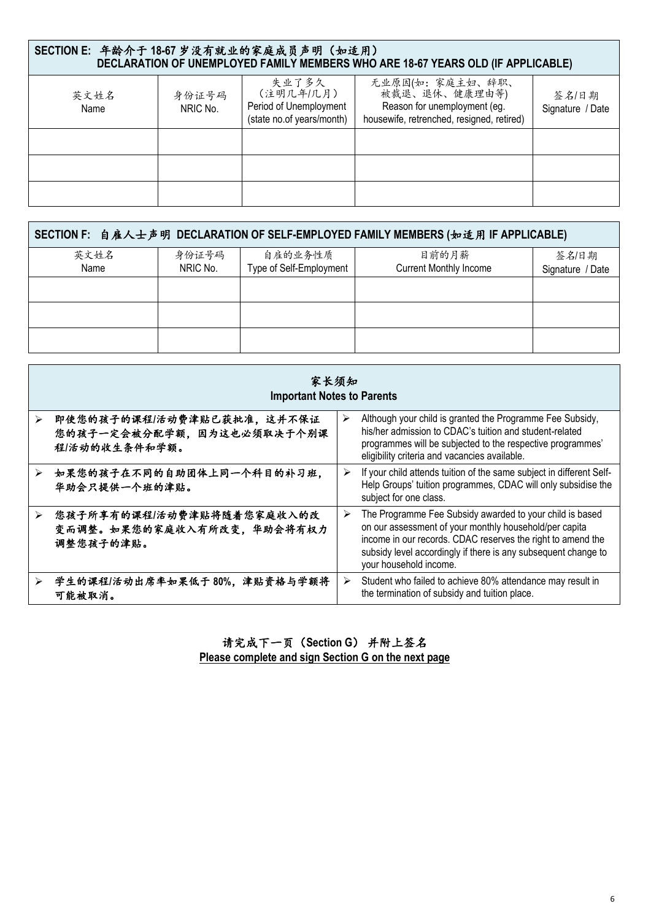## SECTION E: 年龄介于 18-67 岁没有就业的家庭成员声明（如适用） DECLARATION OF UNEMPLOYED FAMILY MEMBERS WHO ARE 18-67 YEARS OLD (IF APPLICABLE)

| 英文姓名<br>Name | 身份证号码<br>NRIC No. | 失业了多久<br>（注明几年/几月）<br>Period of Unemployment<br>(state no.of years/month) | 无业原因(如：家庭主妇、辞职、被裁退、退休、健康理由等)<br>Reason for unemployment (eg. housewife, retrenched, resigned, retired) | 签名/日期<br>Signature / Date |
|---|---|---|---|---|
| | | | | |
| | | | | |
| | | | | |

## SECTION F: 自雇人士声明 DECLARATION OF SELF-EMPLOYED FAMILY MEMBERS (如适用 IF APPLICABLE)

| 英文姓名<br>Name | 身份证号码<br>NRIC No. | 自雇的业务性质<br>Type of Self-Employment | 目前的月薪<br>Current Monthly Income | 签名/日期<br>Signature / Date |
|---|---|---|---|---|
| | | | | |
| | | | | |
| | | | | |

## 家长须知 Important Notes to Parents

| | |
|---|---|
| ➢ **即使您的孩子的课程/活动费津贴已获批准，这并不保证您的孩子一定会被分配学额，因为这也必须取决于个别课程/活动的收生条件和学额。** | ➢ Although your child is granted the Programme Fee Subsidy, his/her admission to CDAC's tuition and student-related programmes will be subjected to the respective programmes' eligibility criteria and vacancies available. |
| ➢ **如果您的孩子在不同的自助团体上同一个科目的补习班，华助会只提供一个班的津贴。** | ➢ If your child attends tuition of the same subject in different Self-Help Groups' tuition programmes, CDAC will only subsidise the subject for one class. |
| ➢ **您孩子所享有的课程/活动费津贴将随着您家庭收入的改变而调整。如果您的家庭收入有所改变，华助会将有权力调整您孩子的津贴。** | ➢ The Programme Fee Subsidy awarded to your child is based on our assessment of your monthly household/per capita income in our records. CDAC reserves the right to amend the subsidy level accordingly if there is any subsequent change to your household income. |
| ➢ **学生的课程/活动出席率如果低于 80%，津贴资格与学额将可能被取消。** | ➢ Student who failed to achieve 80% attendance may result in the termination of subsidy and tuition place. |

**请完成下一页（Section G） 并附上签名**

**Please complete and sign Section G on the next page**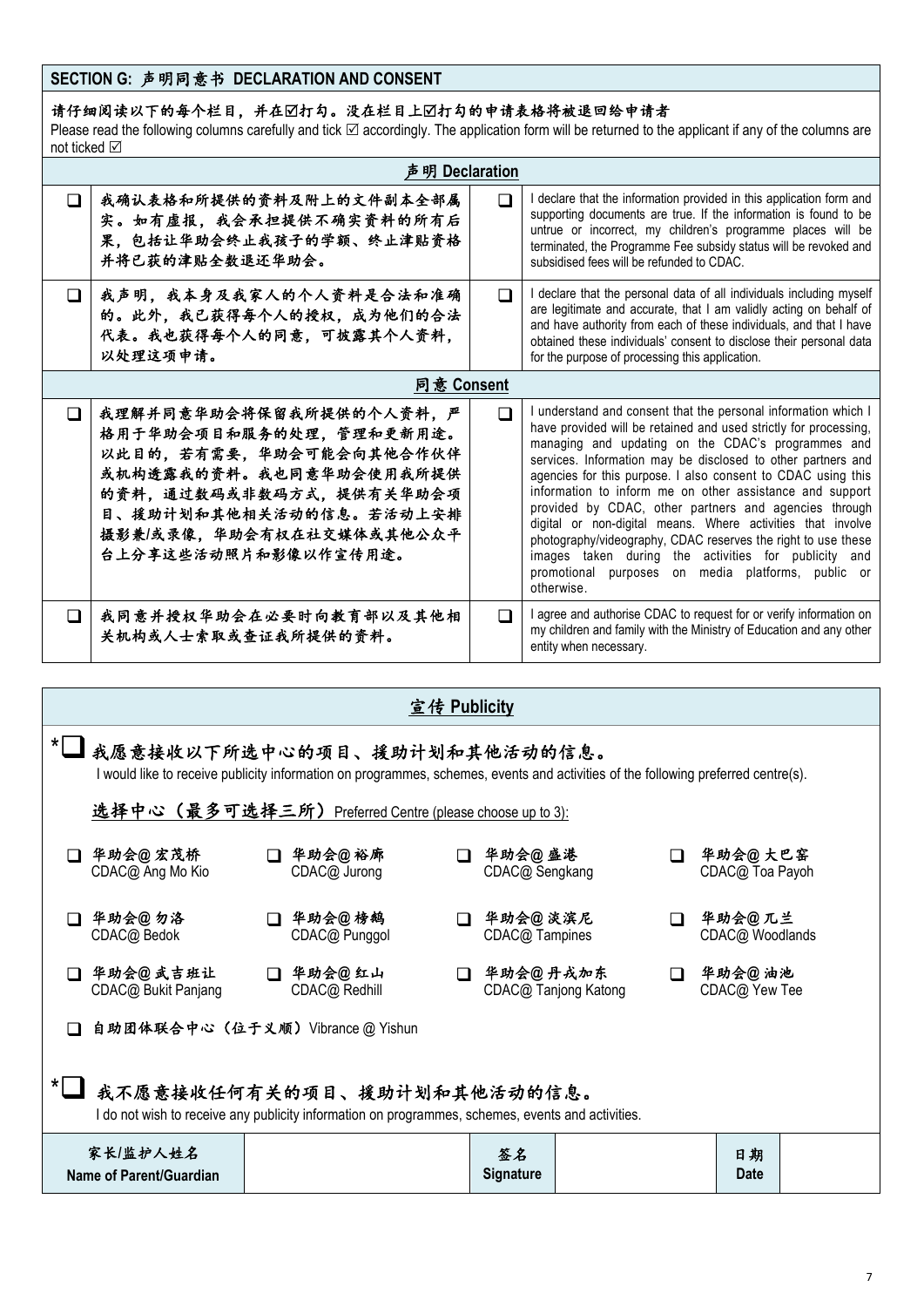## SECTION G: 声明同意书 DECLARATION AND CONSENT

**请仔细阅读以下的每个栏目，并在☑打勾。没在栏目上☑打勾的申请表格将被退回给申请者**

Please read the following columns carefully and tick ☑ accordingly. The application form will be returned to the applicant if any of the columns are not ticked ☑

| | **声明 Declaration** | | |
|---|---|---|---|
| ☐ | 我确认表格和所提供的资料及附上的文件副本全部属实。如有虚报，我会承担提供不确实资料的所有后果，包括让华助会终止我孩子的学额、终止津贴资格并将已获的津贴全数退还华助会。 | ☐ | I declare that the information provided in this application form and supporting documents are true. If the information is found to be untrue or incorrect, my children's programme places will be terminated, the Programme Fee subsidy status will be revoked and subsidised fees will be refunded to CDAC. |
| ☐ | 我声明，我本身及我家人的个人资料是合法和准确的。此外，我已获得每个人的授权，成为他们的合法代表。我也获得每个人的同意，可披露其个人资料，以处理这项申请。 | ☐ | I declare that the personal data of all individuals including myself are legitimate and accurate, that I am validly acting on behalf of and have authority from each of these individuals, and that I have obtained these individuals' consent to disclose their personal data for the purpose of processing this application. |
| | **同意 Consent** | | |
| ☐ | 我理解并同意华助会将保留我所提供的个人资料，严格用于华助会项目和服务的处理，管理和更新用途。以此目的，若有需要，华助会可能会向其他合作伙伴或机构透露我的资料。我也同意华助会使用我所提供的资料，通过数码或非数码方式，提供有关华助会项目、援助计划和其他相关活动的信息。若活动上安排摄影兼/或录像，华助会有权在社交媒体或其他公众平台上分享这些活动照片和影像以作宣传用途。 | ☐ | I understand and consent that the personal information which I have provided will be retained and used strictly for processing, managing and updating on the CDAC's programmes and services. Information may be disclosed to other partners and agencies for this purpose. I also consent to CDAC using this information to inform me on other assistance and support provided by CDAC, other partners and agencies through digital or non-digital means. Where activities that involve photography/videography, CDAC reserves the right to use these images taken during the activities for publicity and promotional purposes on media platforms, public or otherwise. |
| ☐ | 我同意并授权华助会在必要时向教育部以及其他相关机构或人士索取或查证我所提供的资料。 | ☐ | I agree and authorise CDAC to request for or verify information on my children and family with the Ministry of Education and any other entity when necessary. |

## 宣传 Publicity

*☐ **我愿意接收以下所选中心的项目、援助计划和其他活动的信息。**
I would like to receive publicity information on programmes, schemes, events and activities of the following preferred centre(s).

**选择中心（最多可选择三所）** Preferred Centre (please choose up to 3):

| | | | |
|---|---|---|---|
| ☐ 华助会@宏茂桥 CDAC@ Ang Mo Kio | ☐ 华助会@裕廊 CDAC@ Jurong | ☐ 华助会@盛港 CDAC@ Sengkang | ☐ 华助会@大巴窑 CDAC@ Toa Payoh |
| ☐ 华助会@勿洛 CDAC@ Bedok | ☐ 华助会@榜鹅 CDAC@ Punggol | ☐ 华助会@淡滨尼 CDAC@ Tampines | ☐ 华助会@兀兰 CDAC@ Woodlands |
| ☐ 华助会@武吉班让 CDAC@ Bukit Panjang | ☐ 华助会@红山 CDAC@ Redhill | ☐ 华助会@丹戎加东 CDAC@ Tanjong Katong | ☐ 华助会@油池 CDAC@ Yew Tee |

☐ 自助团体联合中心（位于义顺）Vibrance @ Yishun

*☐ **我不愿意接收任何有关的项目、援助计划和其他活动的信息。**
I do not wish to receive any publicity information on programmes, schemes, events and activities.

| 家长/监护人姓名 Name of Parent/Guardian | | 签名 Signature | | 日期 Date | |
|---|---|---|---|---|---|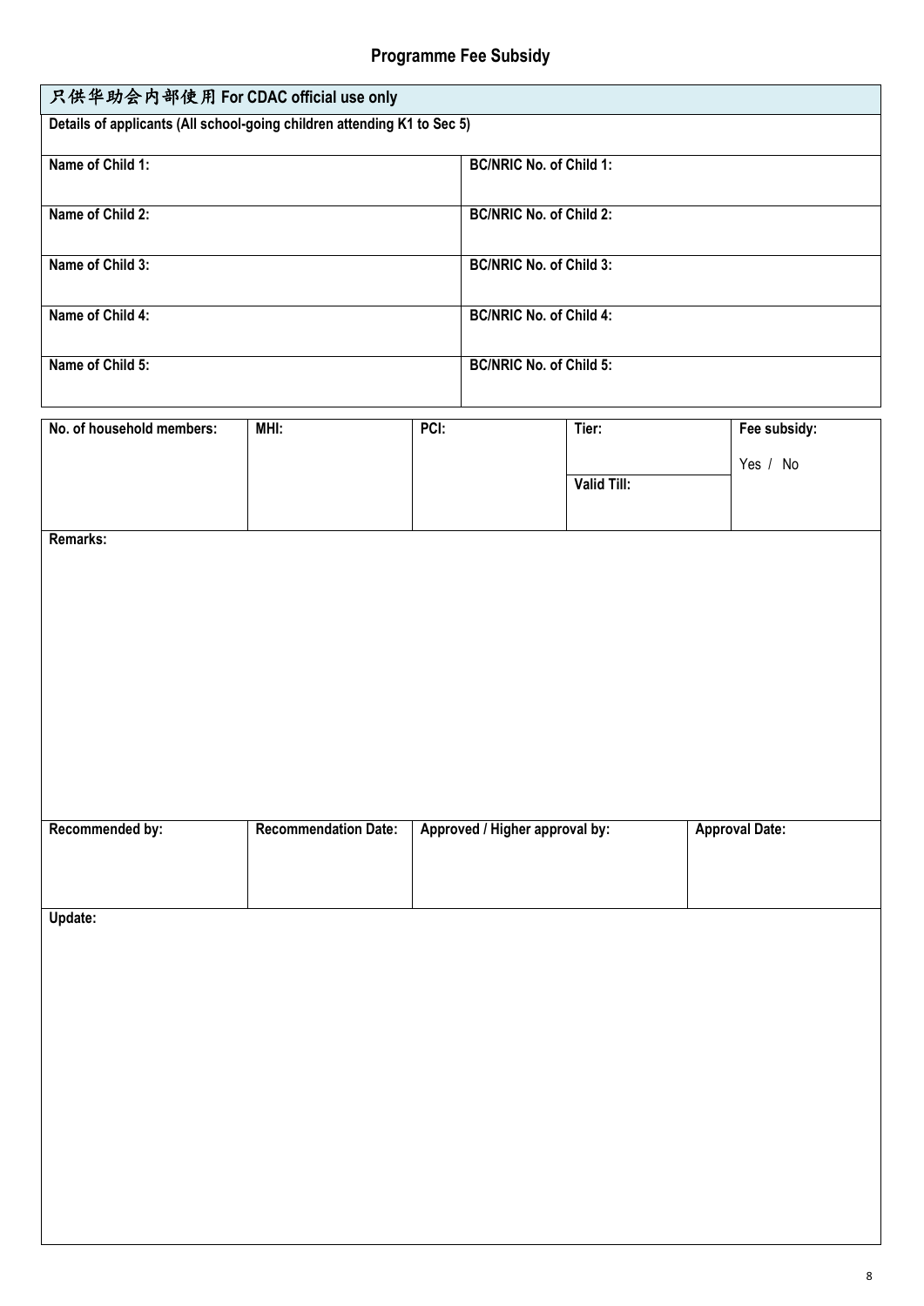## Programme Fee Subsidy

| 只供华助会内部使用 For CDAC official use only | |
|---|---|
| **Details of applicants (All school-going children attending K1 to Sec 5)** | |
| **Name of Child 1:** | **BC/NRIC No. of Child 1:** |
| **Name of Child 2:** | **BC/NRIC No. of Child 2:** |
| **Name of Child 3:** | **BC/NRIC No. of Child 3:** |
| **Name of Child 4:** | **BC/NRIC No. of Child 4:** |
| **Name of Child 5:** | **BC/NRIC No. of Child 5:** |

| **No. of household members:** | **MHI:** | **PCI:** | **Tier:**<br><br>**Valid Till:** | **Fee subsidy:**<br><br>Yes / No |
|---|---|---|---|---|

**Remarks:**

| **Recommended by:** | **Recommendation Date:** | **Approved / Higher approval by:** | **Approval Date:** |
|---|---|---|---|
| | | | |

**Update:**